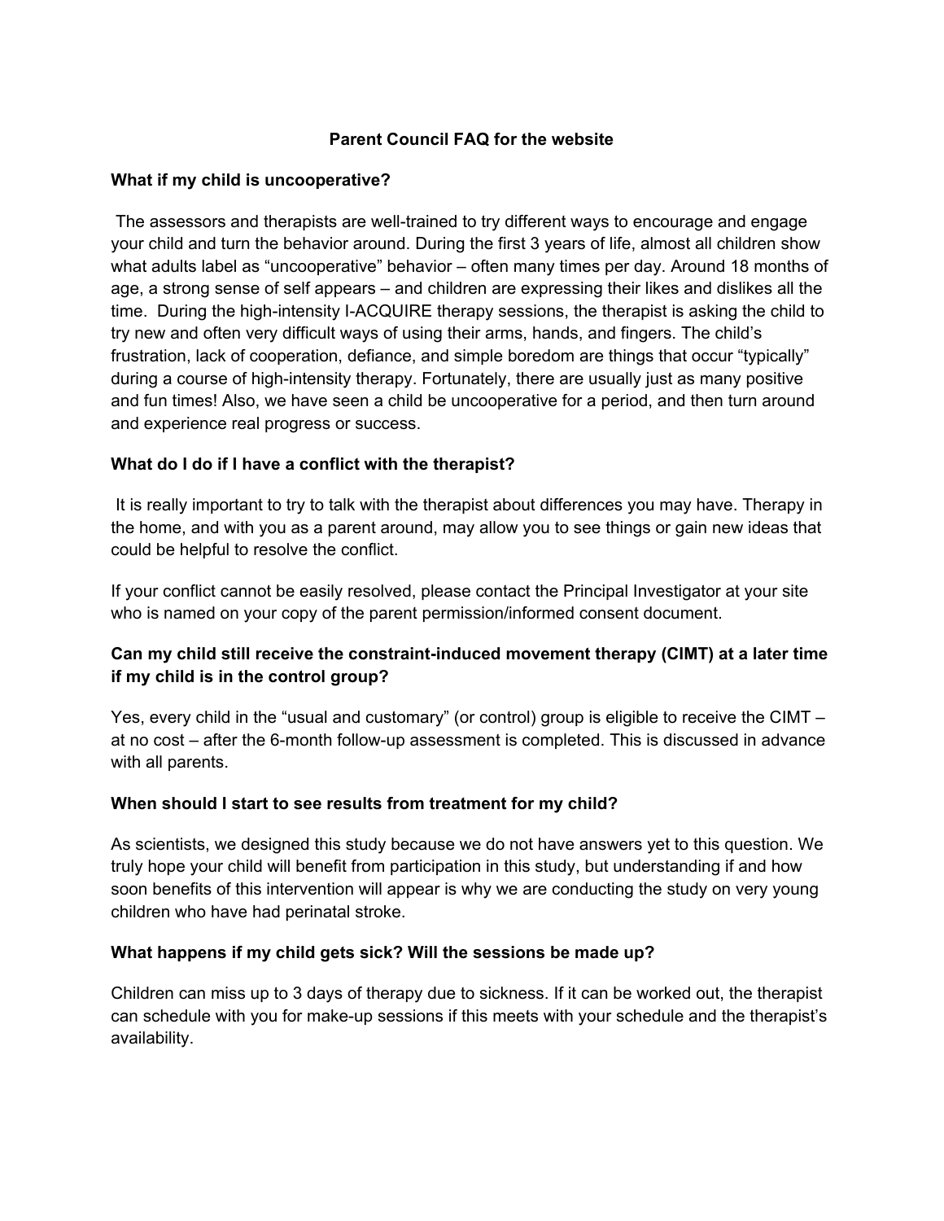# Parent Council FAQ for the website

### What if my child is uncooperative?

The assessors and therapists are well-trained to try different ways to encourage and engage your child and turn the behavior around. During the first 3 years of life, almost all children show what adults label as "uncooperative" behavior – often many times per day. Around 18 months of age, a strong sense of self appears – and children are expressing their likes and dislikes all the time. During the high-intensity I-ACQUIRE therapy sessions, the therapist is asking the child to try new and often very difficult ways of using their arms, hands, and fingers. The child's frustration, lack of cooperation, defiance, and simple boredom are things that occur "typically" during a course of high-intensity therapy. Fortunately, there are usually just as many positive and fun times! Also, we have seen a child be uncooperative for a period, and then turn around and experience real progress or success.

### What do I do if I have a conflict with the therapist?

It is really important to try to talk with the therapist about differences you may have. Therapy in the home, and with you as a parent around, may allow you to see things or gain new ideas that could be helpful to resolve the conflict.

If your conflict cannot be easily resolved, please contact the Principal Investigator at your site who is named on your copy of the parent permission/informed consent document.

### Can my child still receive the constraint-induced movement therapy (CIMT) at a later time if my child is in the control group?

Yes, every child in the "usual and customary" (or control) group is eligible to receive the CIMT – at no cost – after the 6-month follow-up assessment is completed. This is discussed in advance with all parents.

### When should I start to see results from treatment for my child?

As scientists, we designed this study because we do not have answers yet to this question. We truly hope your child will benefit from participation in this study, but understanding if and how soon benefits of this intervention will appear is why we are conducting the study on very young children who have had perinatal stroke.

### What happens if my child gets sick? Will the sessions be made up?

Children can miss up to 3 days of therapy due to sickness. If it can be worked out, the therapist can schedule with you for make-up sessions if this meets with your schedule and the therapist's availability.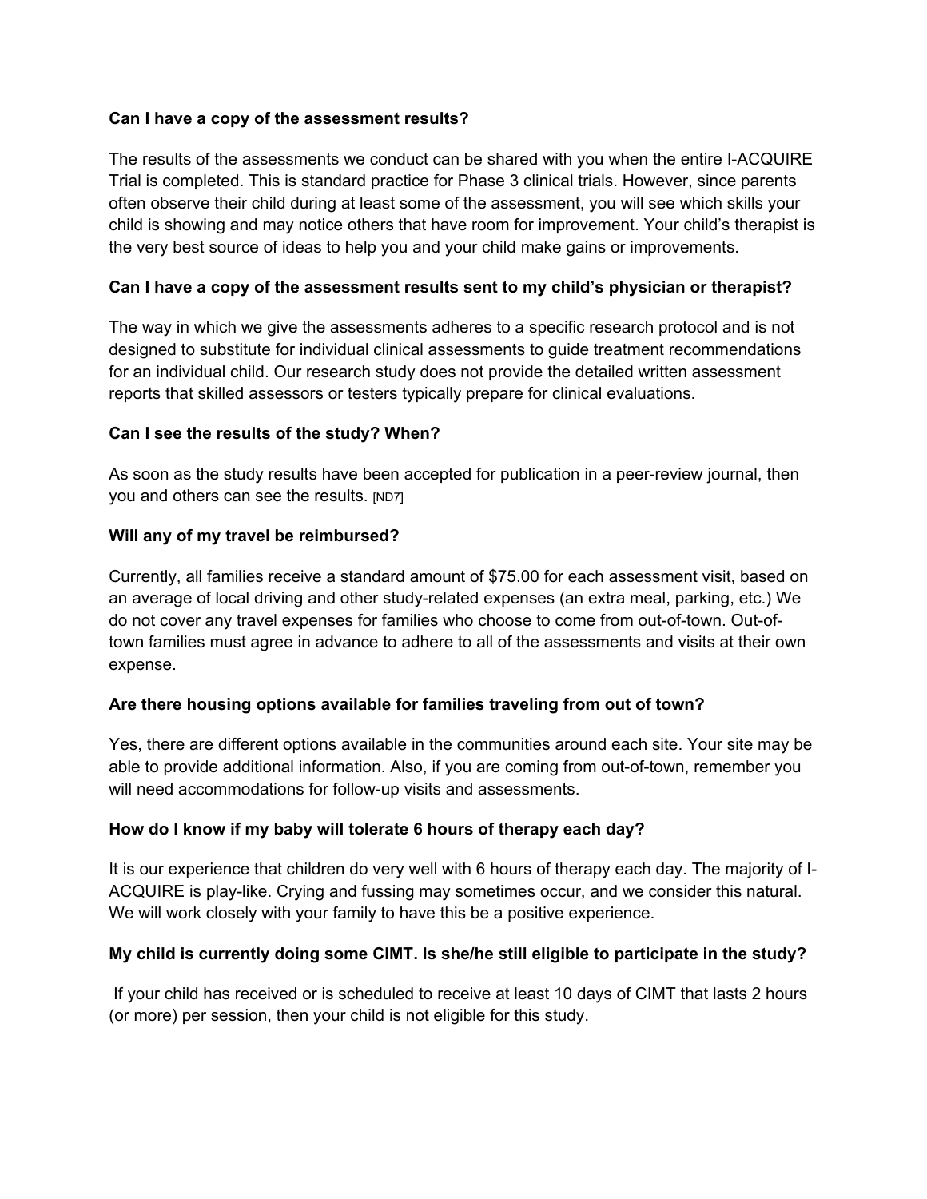**Can I have a copy of the assessment results?**

The results of the assessments we conduct can be shared with you when the entire I-ACQUIRE Trial is completed. This is standard practice for Phase 3 clinical trials. However, since parents often observe their child during at least some of the assessment, you will see which skills your child is showing and may notice others that have room for improvement. Your child's therapist is the very best source of ideas to help you and your child make gains or improvements.

**Can I have a copy of the assessment results sent to my child's physician or therapist?**

The way in which we give the assessments adheres to a specific research protocol and is not designed to substitute for individual clinical assessments to guide treatment recommendations for an individual child. Our research study does not provide the detailed written assessment reports that skilled assessors or testers typically prepare for clinical evaluations.

**Can I see the results of the study? When?**

As soon as the study results have been accepted for publication in a peer-review journal, then you and others can see the results. [ND7]

**Will any of my travel be reimbursed?**

Currently, all families receive a standard amount of $75.00 for each assessment visit, based on an average of local driving and other study-related expenses (an extra meal, parking, etc.) We do not cover any travel expenses for families who choose to come from out-of-town. Out-of-town families must agree in advance to adhere to all of the assessments and visits at their own expense.

**Are there housing options available for families traveling from out of town?**

Yes, there are different options available in the communities around each site. Your site may be able to provide additional information. Also, if you are coming from out-of-town, remember you will need accommodations for follow-up visits and assessments.

**How do I know if my baby will tolerate 6 hours of therapy each day?**

It is our experience that children do very well with 6 hours of therapy each day. The majority of I-ACQUIRE is play-like. Crying and fussing may sometimes occur, and we consider this natural. We will work closely with your family to have this be a positive experience.

**My child is currently doing some CIMT. Is she/he still eligible to participate in the study?**

If your child has received or is scheduled to receive at least 10 days of CIMT that lasts 2 hours (or more) per session, then your child is not eligible for this study.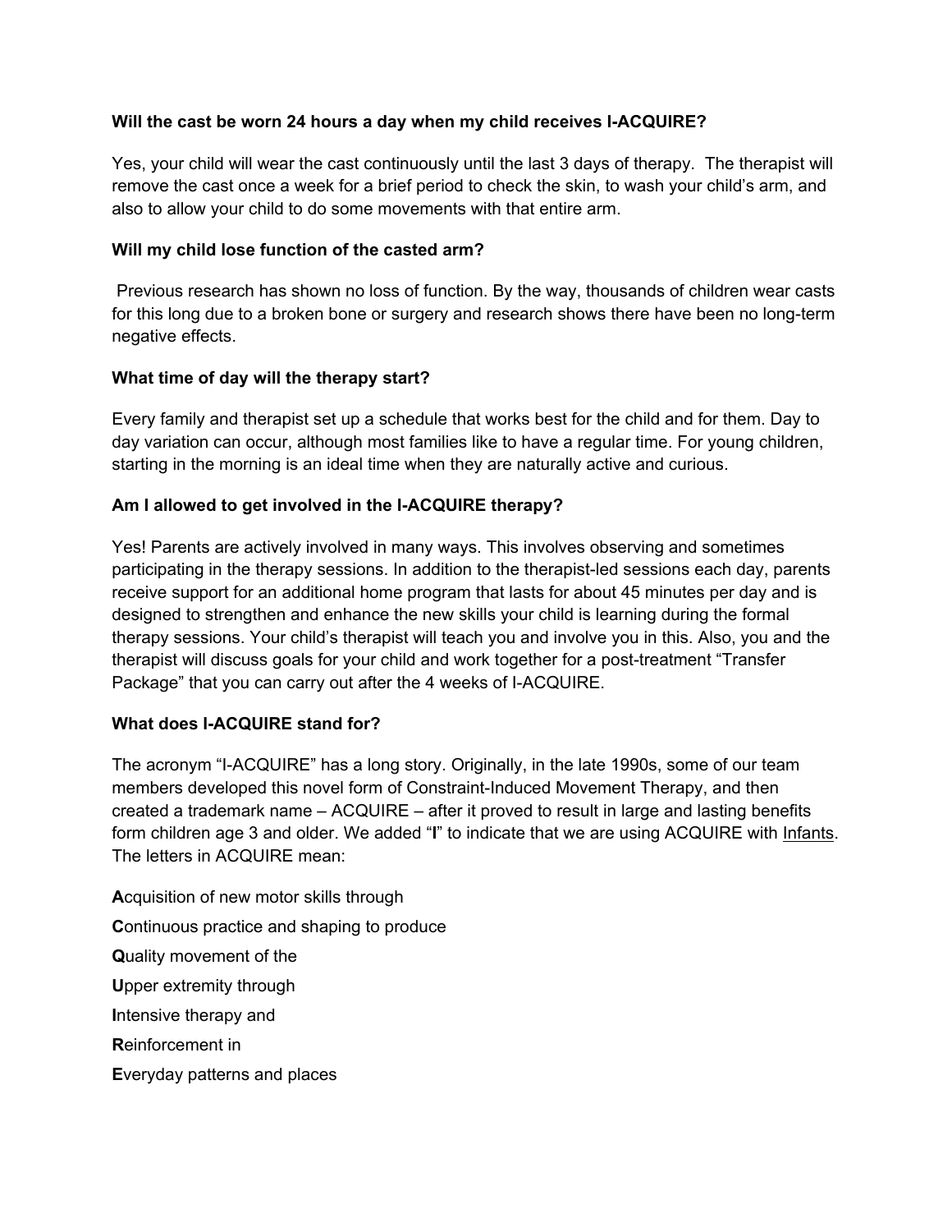**Will the cast be worn 24 hours a day when my child receives I-ACQUIRE?**

Yes, your child will wear the cast continuously until the last 3 days of therapy. The therapist will remove the cast once a week for a brief period to check the skin, to wash your child's arm, and also to allow your child to do some movements with that entire arm.

**Will my child lose function of the casted arm?**

Previous research has shown no loss of function. By the way, thousands of children wear casts for this long due to a broken bone or surgery and research shows there have been no long-term negative effects.

**What time of day will the therapy start?**

Every family and therapist set up a schedule that works best for the child and for them. Day to day variation can occur, although most families like to have a regular time. For young children, starting in the morning is an ideal time when they are naturally active and curious.

**Am I allowed to get involved in the I-ACQUIRE therapy?**

Yes! Parents are actively involved in many ways. This involves observing and sometimes participating in the therapy sessions. In addition to the therapist-led sessions each day, parents receive support for an additional home program that lasts for about 45 minutes per day and is designed to strengthen and enhance the new skills your child is learning during the formal therapy sessions. Your child's therapist will teach you and involve you in this. Also, you and the therapist will discuss goals for your child and work together for a post-treatment "Transfer Package" that you can carry out after the 4 weeks of I-ACQUIRE.

**What does I-ACQUIRE stand for?**

The acronym "I-ACQUIRE" has a long story. Originally, in the late 1990s, some of our team members developed this novel form of Constraint-Induced Movement Therapy, and then created a trademark name – ACQUIRE – after it proved to result in large and lasting benefits form children age 3 and older. We added "**I**" to indicate that we are using ACQUIRE with <u>Infants</u>. The letters in ACQUIRE mean:

**A**cquisition of new motor skills through

**C**ontinuous practice and shaping to produce

**Q**uality movement of the

**U**pper extremity through

**I**ntensive therapy and

**R**einforcement in

**E**veryday patterns and places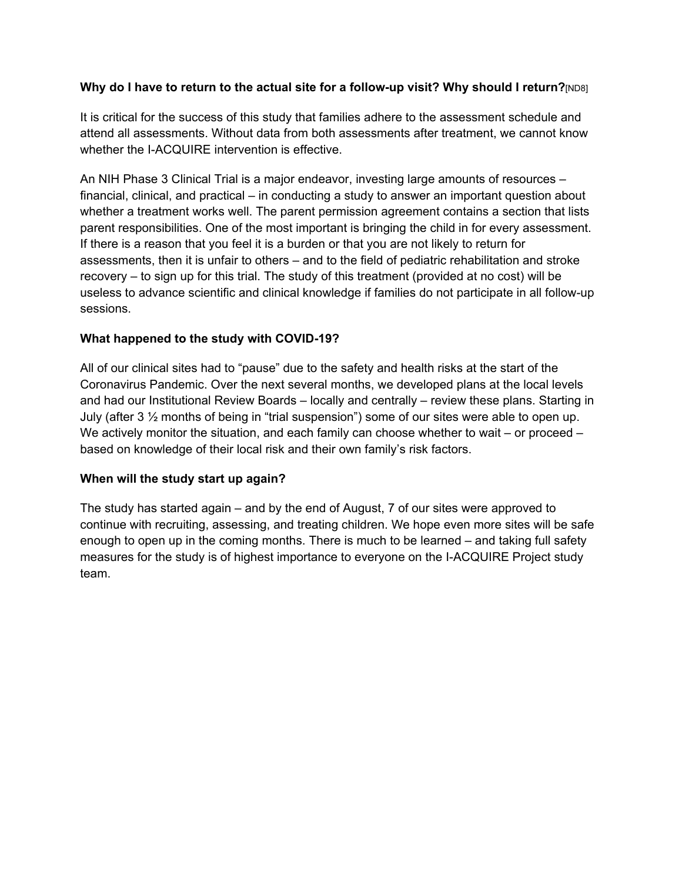**Why do I have to return to the actual site for a follow-up visit? Why should I return?**[ND8]

It is critical for the success of this study that families adhere to the assessment schedule and attend all assessments. Without data from both assessments after treatment, we cannot know whether the I-ACQUIRE intervention is effective.

An NIH Phase 3 Clinical Trial is a major endeavor, investing large amounts of resources – financial, clinical, and practical – in conducting a study to answer an important question about whether a treatment works well. The parent permission agreement contains a section that lists parent responsibilities. One of the most important is bringing the child in for every assessment. If there is a reason that you feel it is a burden or that you are not likely to return for assessments, then it is unfair to others – and to the field of pediatric rehabilitation and stroke recovery – to sign up for this trial. The study of this treatment (provided at no cost) will be useless to advance scientific and clinical knowledge if families do not participate in all follow-up sessions.

**What happened to the study with COVID-19?**

All of our clinical sites had to "pause" due to the safety and health risks at the start of the Coronavirus Pandemic. Over the next several months, we developed plans at the local levels and had our Institutional Review Boards – locally and centrally – review these plans. Starting in July (after 3 ½ months of being in "trial suspension") some of our sites were able to open up. We actively monitor the situation, and each family can choose whether to wait – or proceed – based on knowledge of their local risk and their own family's risk factors.

**When will the study start up again?**

The study has started again – and by the end of August, 7 of our sites were approved to continue with recruiting, assessing, and treating children. We hope even more sites will be safe enough to open up in the coming months. There is much to be learned – and taking full safety measures for the study is of highest importance to everyone on the I-ACQUIRE Project study team.